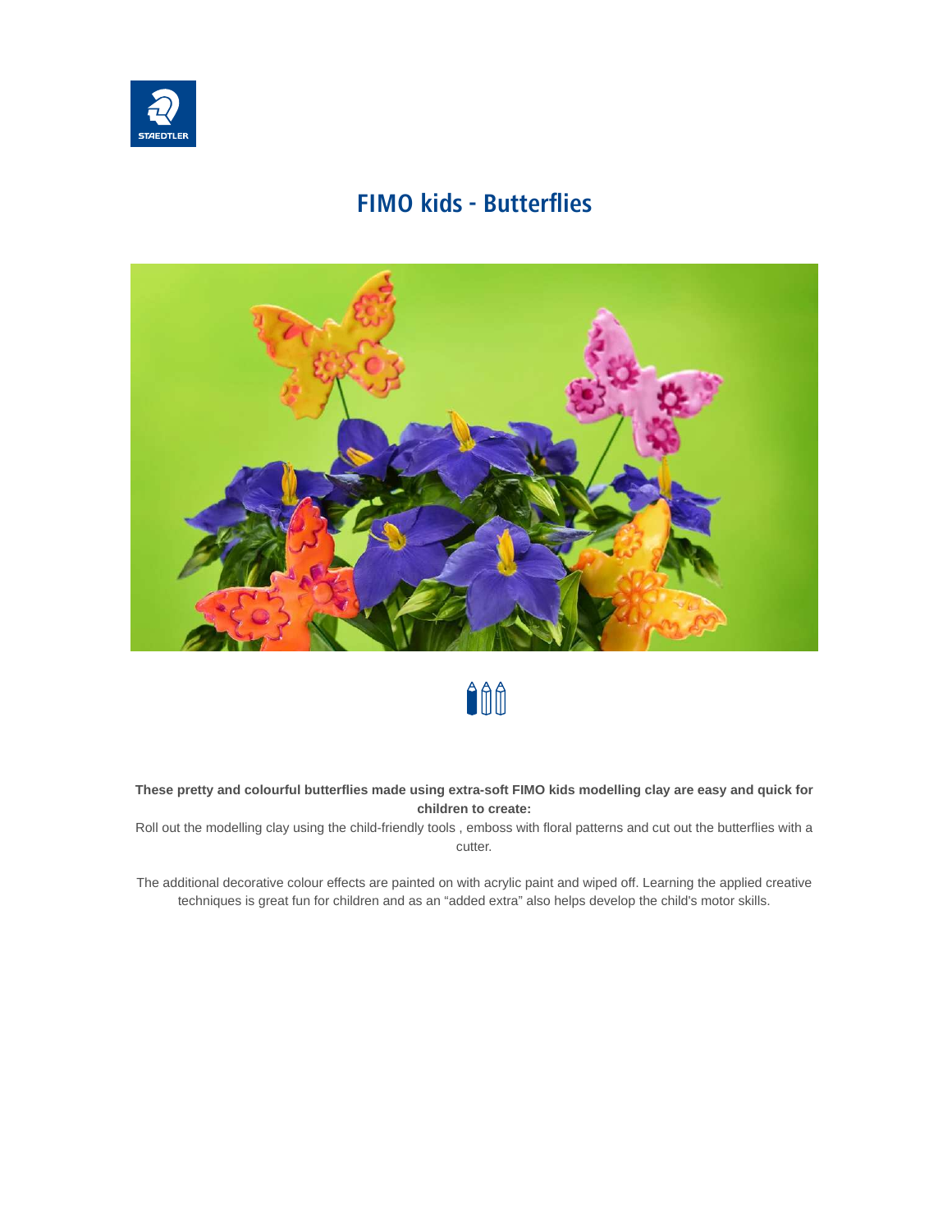# FIMO kids - Butterflies

**These pretty and colourful butterflies made using extra-soft FIMO kids modelling clay are easy and quick for children to create:**

Roll out the modelling clay using the child-friendly tools , emboss with floral patterns and cut out the butterflies with a cutter.

The additional decorative colour effects are painted on with acrylic paint and wiped off. Learning the applied creative techniques is great fun for children and as an “added extra” also helps develop the child's motor skills.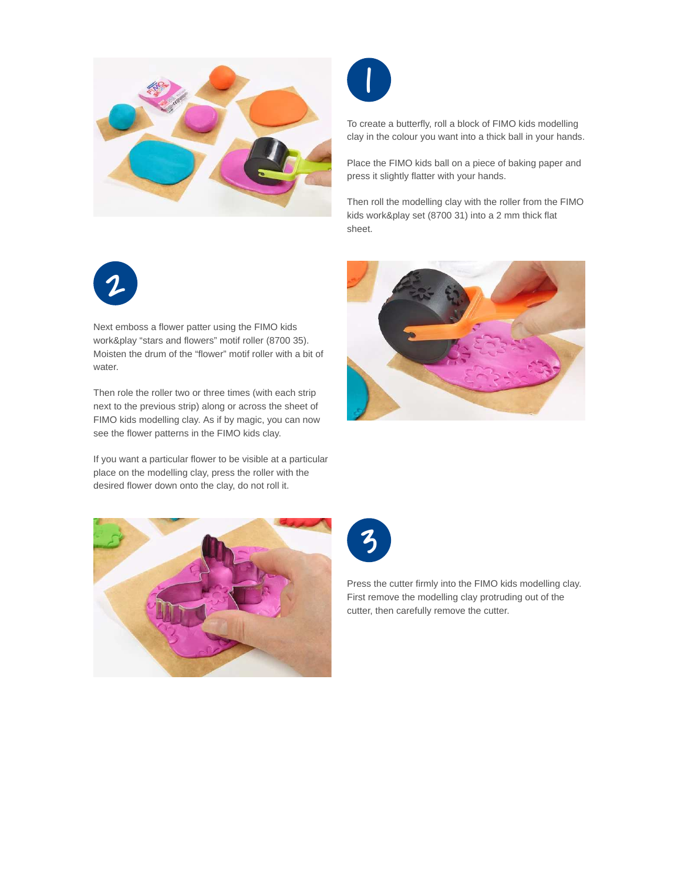1

To create a butterfly, roll a block of FIMO kids modelling clay in the colour you want into a thick ball in your hands.

Place the FIMO kids ball on a piece of baking paper and press it slightly flatter with your hands.

Then roll the modelling clay with the roller from the FIMO kids work&play set (8700 31) into a 2 mm thick flat sheet.

2

Next emboss a flower patter using the FIMO kids work&play “stars and flowers” motif roller (8700 35). Moisten the drum of the “flower” motif roller with a bit of water.

Then role the roller two or three times (with each strip next to the previous strip) along or across the sheet of FIMO kids modelling clay. As if by magic, you can now see the flower patterns in the FIMO kids clay.

If you want a particular flower to be visible at a particular place on the modelling clay, press the roller with the desired flower down onto the clay, do not roll it.

3

Press the cutter firmly into the FIMO kids modelling clay. First remove the modelling clay protruding out of the cutter, then carefully remove the cutter.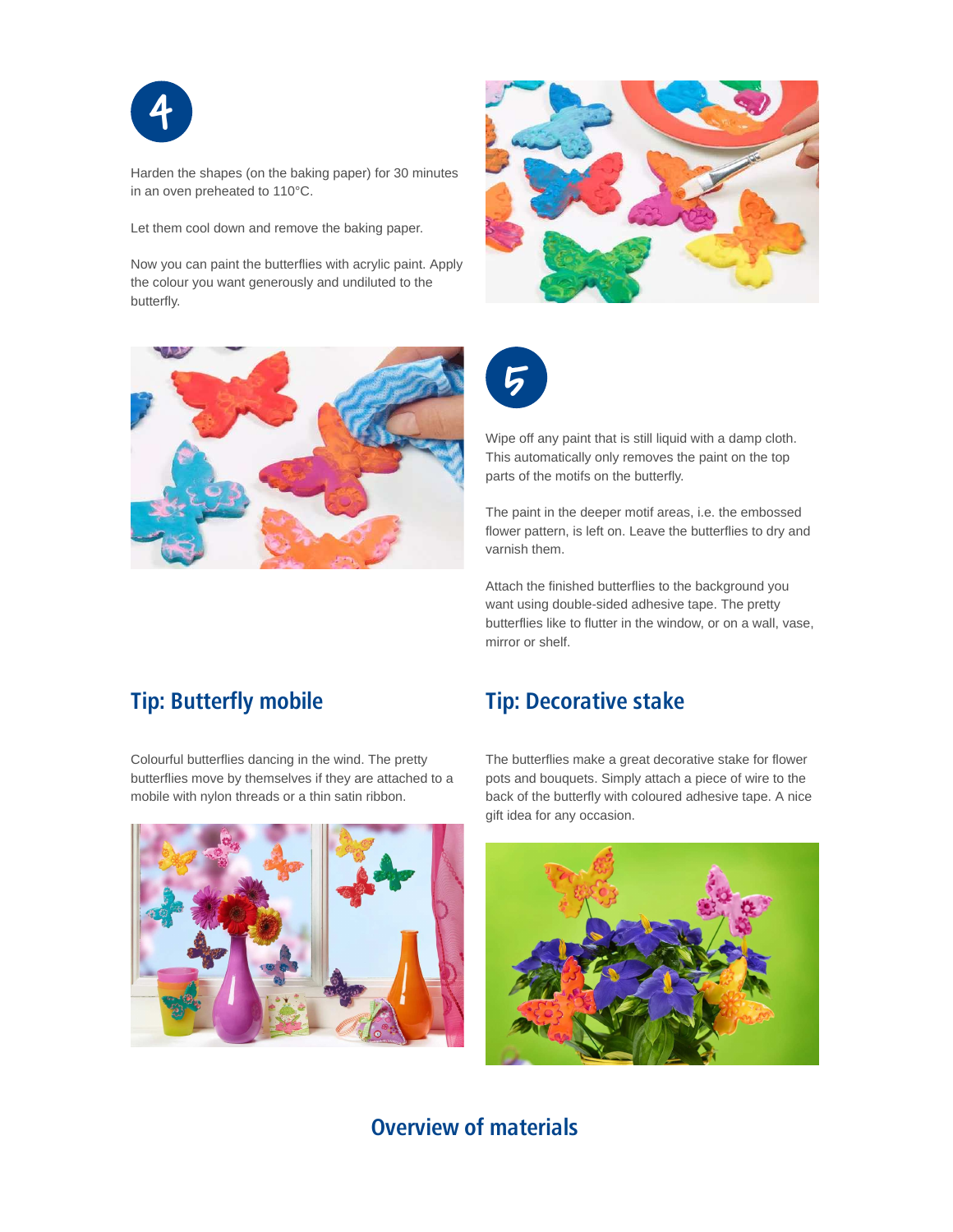4

Harden the shapes (on the baking paper) for 30 minutes in an oven preheated to 110°C.

Let them cool down and remove the baking paper.

Now you can paint the butterflies with acrylic paint. Apply the colour you want generously and undiluted to the butterfly.

5

Wipe off any paint that is still liquid with a damp cloth. This automatically only removes the paint on the top parts of the motifs on the butterfly.

The paint in the deeper motif areas, i.e. the embossed flower pattern, is left on. Leave the butterflies to dry and varnish them.

Attach the finished butterflies to the background you want using double-sided adhesive tape. The pretty butterflies like to flutter in the window, or on a wall, vase, mirror or shelf.

## Tip: Butterfly mobile

Colourful butterflies dancing in the wind. The pretty butterflies move by themselves if they are attached to a mobile with nylon threads or a thin satin ribbon.

## Tip: Decorative stake

The butterflies make a great decorative stake for flower pots and bouquets. Simply attach a piece of wire to the back of the butterfly with coloured adhesive tape. A nice gift idea for any occasion.

## Overview of materials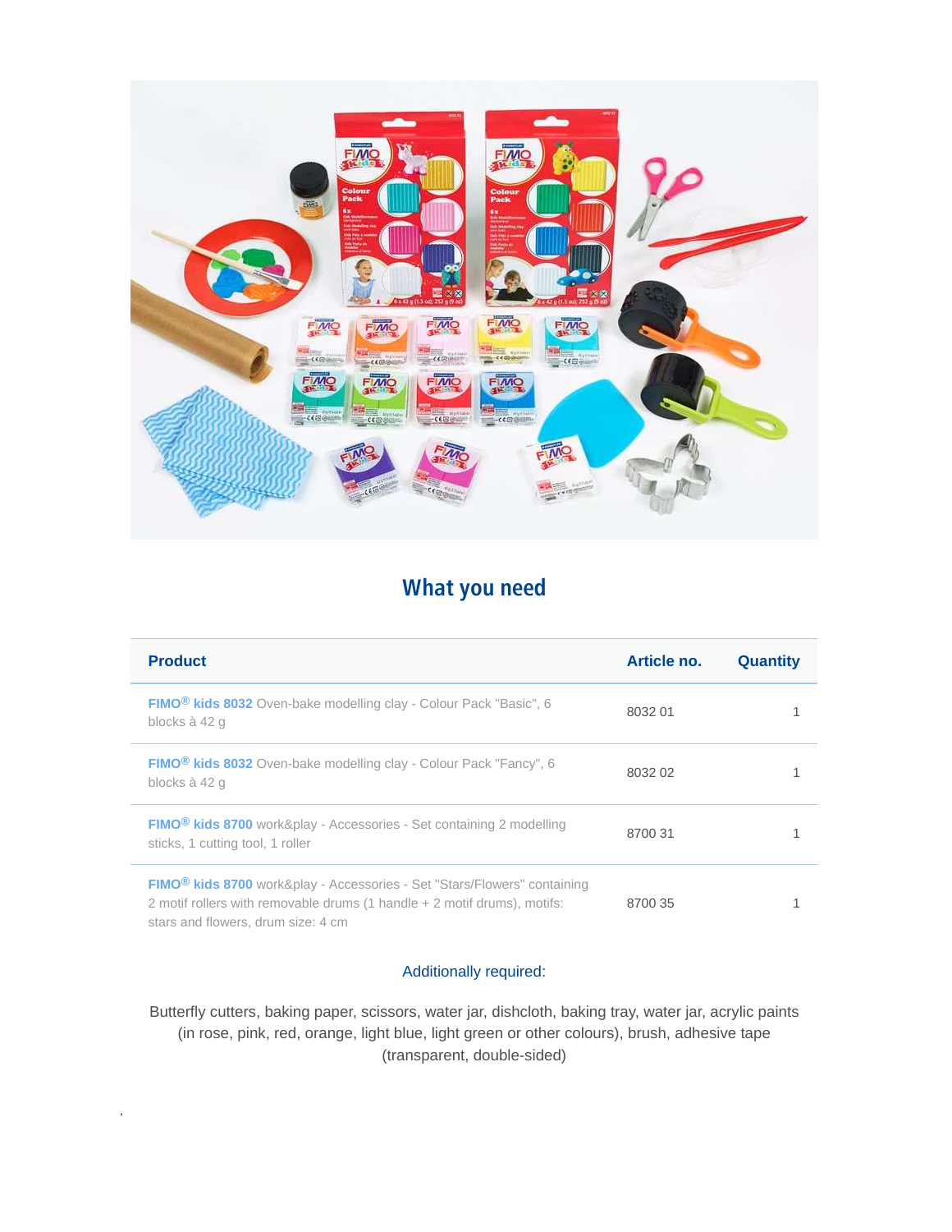## What you need

| Product | Article no. | Quantity |
| --- | --- | --- |
| FIMO® kids 8032 Oven-bake modelling clay - Colour Pack "Basic", 6 blocks à 42 g | 8032 01 | 1 |
| FIMO® kids 8032 Oven-bake modelling clay - Colour Pack "Fancy", 6 blocks à 42 g | 8032 02 | 1 |
| FIMO® kids 8700 work&play - Accessories - Set containing 2 modelling sticks, 1 cutting tool, 1 roller | 8700 31 | 1 |
| FIMO® kids 8700 work&play - Accessories - Set "Stars/Flowers" containing 2 motif rollers with removable drums (1 handle + 2 motif drums), motifs: stars and flowers, drum size: 4 cm | 8700 35 | 1 |

Additionally required:

Butterfly cutters, baking paper, scissors, water jar, dishcloth, baking tray, water jar, acrylic paints (in rose, pink, red, orange, light blue, light green or other colours), brush, adhesive tape (transparent, double-sided)